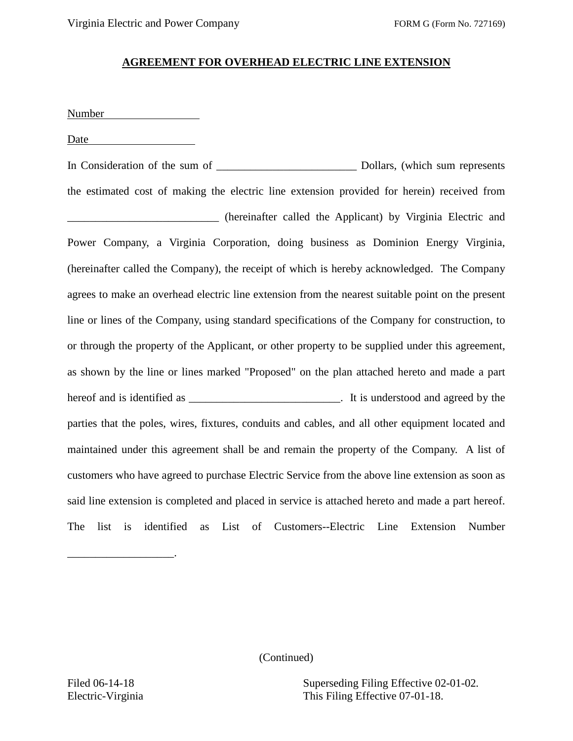# AGREEMENT FOR OVERHEAD ELECTRIC LINE EXTENSION

Number ________________

Date ________________

In Consideration of the sum of _________________________ Dollars, (which sum represents the estimated cost of making the electric line extension provided for herein) received from ___________________________ (hereinafter called the Applicant) by Virginia Electric and Power Company, a Virginia Corporation, doing business as Dominion Energy Virginia, (hereinafter called the Company), the receipt of which is hereby acknowledged. The Company agrees to make an overhead electric line extension from the nearest suitable point on the present line or lines of the Company, using standard specifications of the Company for construction, to or through the property of the Applicant, or other property to be supplied under this agreement, as shown by the line or lines marked "Proposed" on the plan attached hereto and made a part hereof and is identified as ___________________________. It is understood and agreed by the parties that the poles, wires, fixtures, conduits and cables, and all other equipment located and maintained under this agreement shall be and remain the property of the Company. A list of customers who have agreed to purchase Electric Service from the above line extension as soon as said line extension is completed and placed in service is attached hereto and made a part hereof. The list is identified as List of Customers--Electric Line Extension Number ___________________.

(Continued)

Filed 06-14-18
Electric-Virginia

Superseding Filing Effective 02-01-02.
This Filing Effective 07-01-18.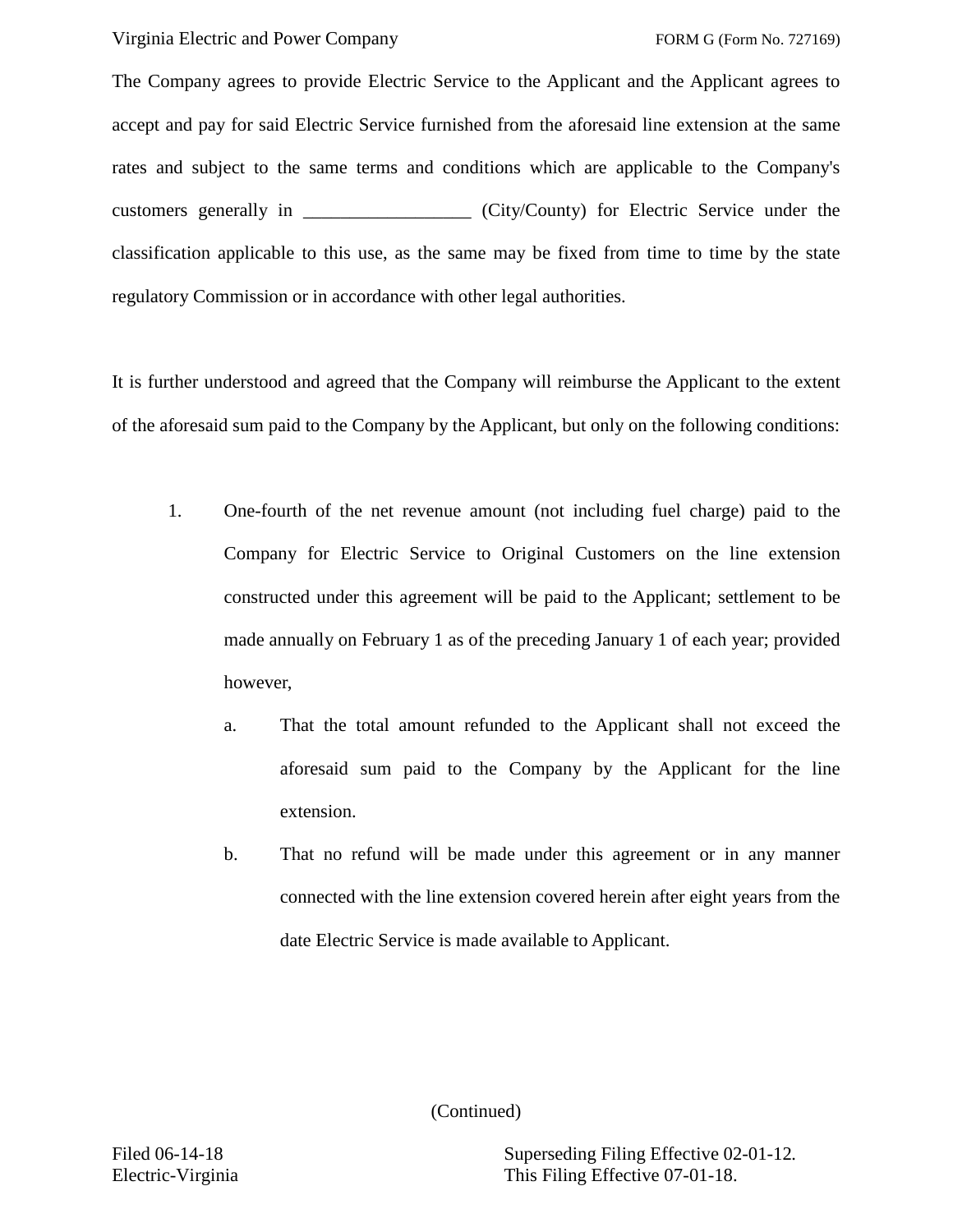The Company agrees to provide Electric Service to the Applicant and the Applicant agrees to accept and pay for said Electric Service furnished from the aforesaid line extension at the same rates and subject to the same terms and conditions which are applicable to the Company's customers generally in __________________ (City/County) for Electric Service under the classification applicable to this use, as the same may be fixed from time to time by the state regulatory Commission or in accordance with other legal authorities.

It is further understood and agreed that the Company will reimburse the Applicant to the extent of the aforesaid sum paid to the Company by the Applicant, but only on the following conditions:

1. One-fourth of the net revenue amount (not including fuel charge) paid to the Company for Electric Service to Original Customers on the line extension constructed under this agreement will be paid to the Applicant; settlement to be made annually on February 1 as of the preceding January 1 of each year; provided however,

   a. That the total amount refunded to the Applicant shall not exceed the aforesaid sum paid to the Company by the Applicant for the line extension.

   b. That no refund will be made under this agreement or in any manner connected with the line extension covered herein after eight years from the date Electric Service is made available to Applicant.

(Continued)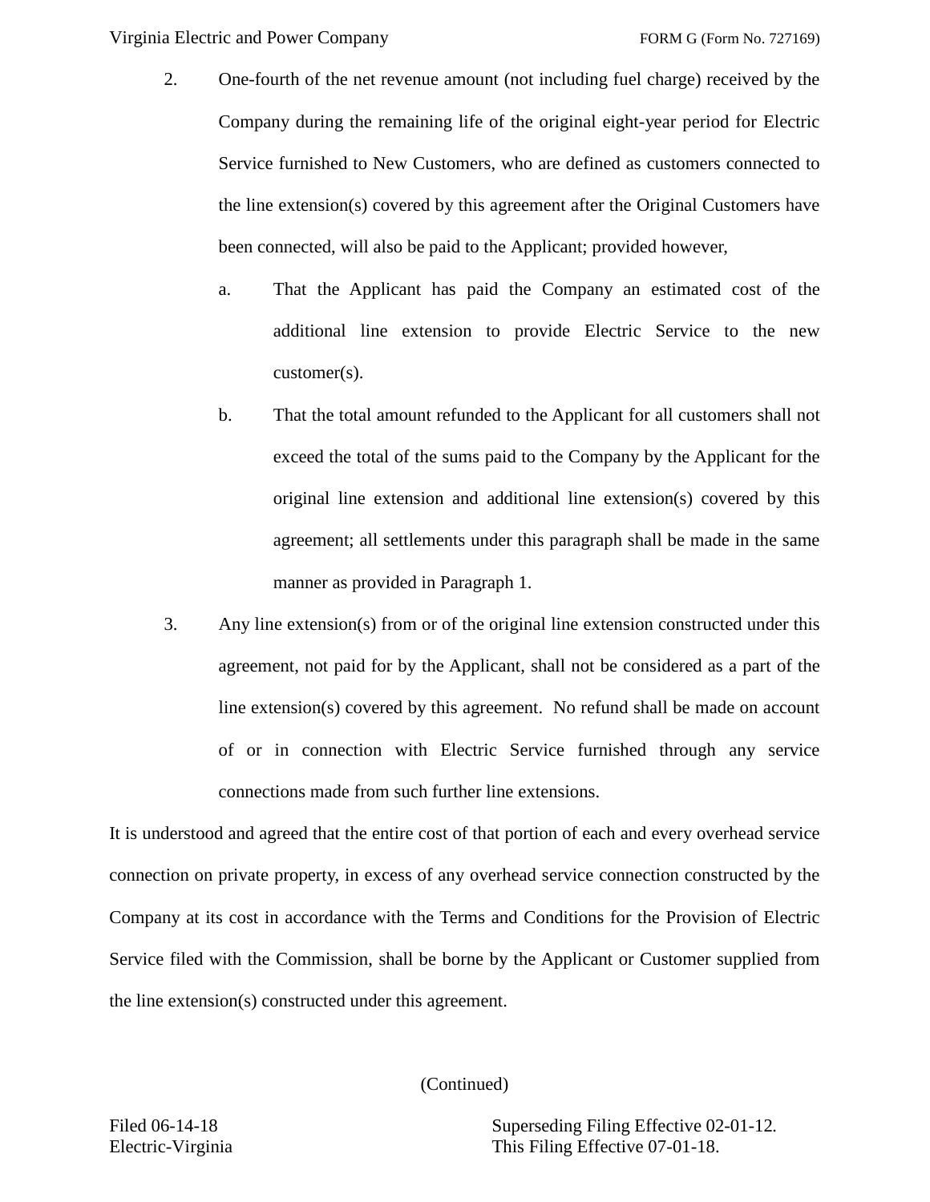2. One-fourth of the net revenue amount (not including fuel charge) received by the Company during the remaining life of the original eight-year period for Electric Service furnished to New Customers, who are defined as customers connected to the line extension(s) covered by this agreement after the Original Customers have been connected, will also be paid to the Applicant; provided however,

    a. That the Applicant has paid the Company an estimated cost of the additional line extension to provide Electric Service to the new customer(s).

    b. That the total amount refunded to the Applicant for all customers shall not exceed the total of the sums paid to the Company by the Applicant for the original line extension and additional line extension(s) covered by this agreement; all settlements under this paragraph shall be made in the same manner as provided in Paragraph 1.

3. Any line extension(s) from or of the original line extension constructed under this agreement, not paid for by the Applicant, shall not be considered as a part of the line extension(s) covered by this agreement. No refund shall be made on account of or in connection with Electric Service furnished through any service connections made from such further line extensions.

It is understood and agreed that the entire cost of that portion of each and every overhead service connection on private property, in excess of any overhead service connection constructed by the Company at its cost in accordance with the Terms and Conditions for the Provision of Electric Service filed with the Commission, shall be borne by the Applicant or Customer supplied from the line extension(s) constructed under this agreement.

(Continued)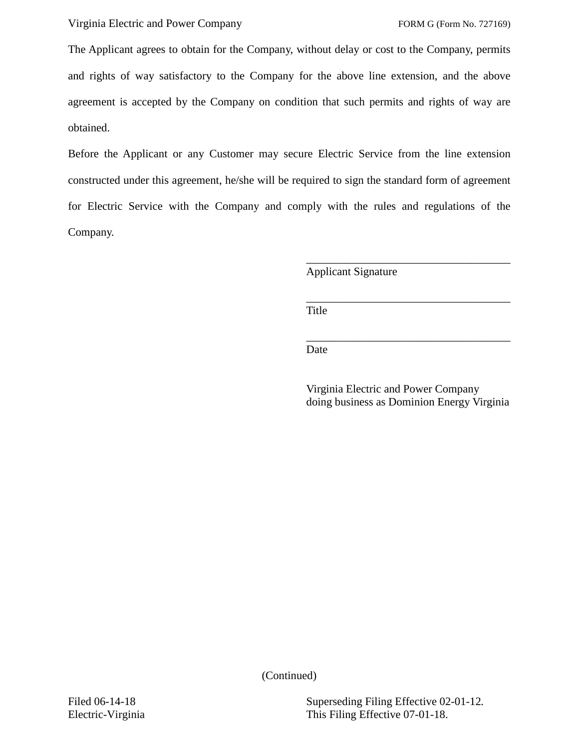The Applicant agrees to obtain for the Company, without delay or cost to the Company, permits and rights of way satisfactory to the Company for the above line extension, and the above agreement is accepted by the Company on condition that such permits and rights of way are obtained.

Before the Applicant or any Customer may secure Electric Service from the line extension constructed under this agreement, he/she will be required to sign the standard form of agreement for Electric Service with the Company and comply with the rules and regulations of the Company.

_____________________________________
Applicant Signature

_____________________________________
Title

_____________________________________
Date

Virginia Electric and Power Company
doing business as Dominion Energy Virginia

(Continued)

Filed 06-14-18
Electric-Virginia

Superseding Filing Effective 02-01-12.
This Filing Effective 07-01-18.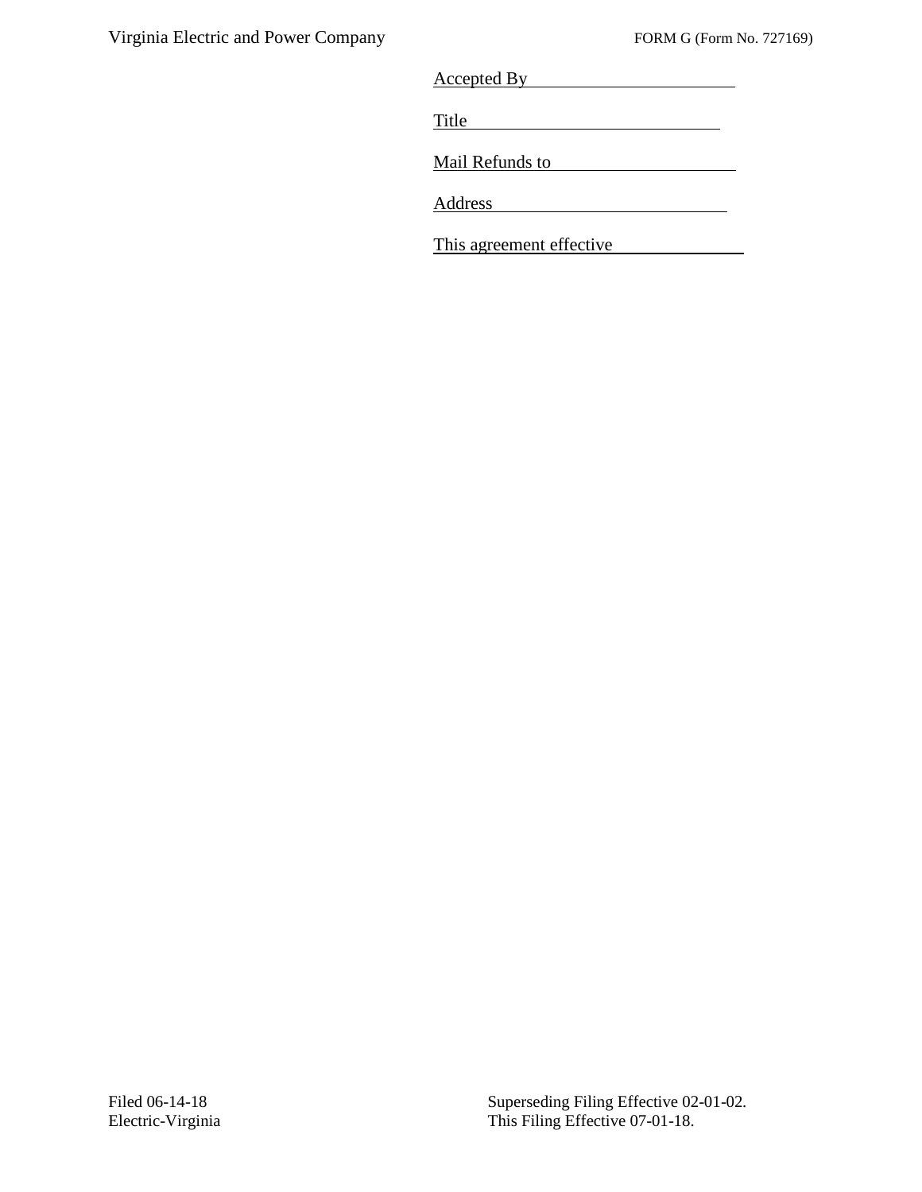Accepted By ______________________

Title ___________________________

Mail Refunds to ___________________

Address _________________________

This agreement effective ______________